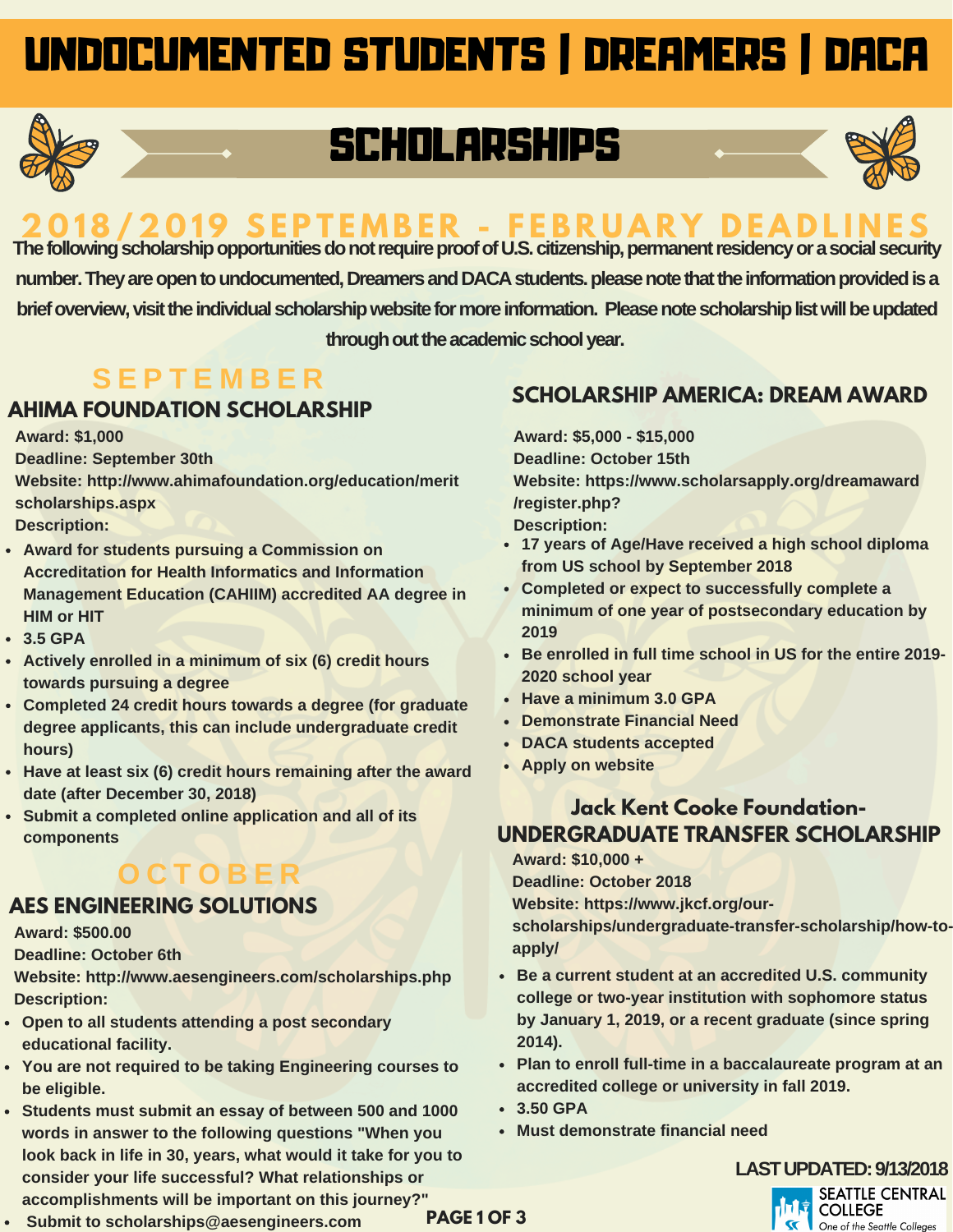# UNDOCUMENTED STUDENTS | DREAMERS | DACA

## SCHOLARSHIPS

## 2018/2019 SEPTEMBER - FEBRUARY DEADLINES

**The following scholarship opportunities do not require proof of U.S. citizenship, permanent residency or a social security number. They are open to undocumented, Dreamers and DACA students. please note that the information provided is a brief overview, visit the individual scholarship website for more information. Please note scholarship list will be updated through out the academic school year.**

## SEPTEMBER

### AHIMA FOUNDATION SCHOLARSHIP

**Award:** $1,000
**Deadline:** September 30th
**Website:** http://www.ahimafoundation.org/education/merit scholarships.aspx
**Description:**

- Award for students pursuing a Commission on Accreditation for Health Informatics and Information Management Education (CAHIIM) accredited AA degree in HIM or HIT
- 3.5 GPA
- Actively enrolled in a minimum of six (6) credit hours towards pursuing a degree
- Completed 24 credit hours towards a degree (for graduate degree applicants, this can include undergraduate credit hours)
- Have at least six (6) credit hours remaining after the award date (after December 30, 2018)
- Submit a completed online application and all of its components

## OCTOBER

### AES ENGINEERING SOLUTIONS

**Award:** $500.00
**Deadline:** October 6th
**Website:** http://www.aesengineers.com/scholarships.php
**Description:**

- Open to all students attending a post secondary educational facility.
- You are not required to be taking Engineering courses to be eligible.
- Students must submit an essay of between 500 and 1000 words in answer to the following questions "When you look back in life in 30, years, what would it take for you to consider your life successful? What relationships or accomplishments will be important on this journey?"
- Submit to scholarships@aesengineers.com

### SCHOLARSHIP AMERICA: DREAM AWARD

**Award:** $5,000 - $15,000
**Deadline:** October 15th
**Website:** https://www.scholarsapply.org/dreamaward/register.php?
**Description:**

- 17 years of Age/Have received a high school diploma from US school by September 2018
- Completed or expect to successfully complete a minimum of one year of postsecondary education by 2019
- Be enrolled in full time school in US for the entire 2019-2020 school year
- Have a minimum 3.0 GPA
- Demonstrate Financial Need
- DACA students accepted
- Apply on website

### Jack Kent Cooke Foundation- UNDERGRADUATE TRANSFER SCHOLARSHIP

**Award:** $10,000 +
**Deadline:** October 2018
**Website:** https://www.jkcf.org/our-scholarships/undergraduate-transfer-scholarship/how-to-apply/

- Be a current student at an accredited U.S. community college or two-year institution with sophomore status by January 1, 2019, or a recent graduate (since spring 2014).
- Plan to enroll full-time in a baccalaureate program at an accredited college or university in fall 2019.
- 3.50 GPA
- Must demonstrate financial need

**LAST UPDATED: 9/13/2018**

SEATTLE CENTRAL COLLEGE
*One of the Seattle Colleges*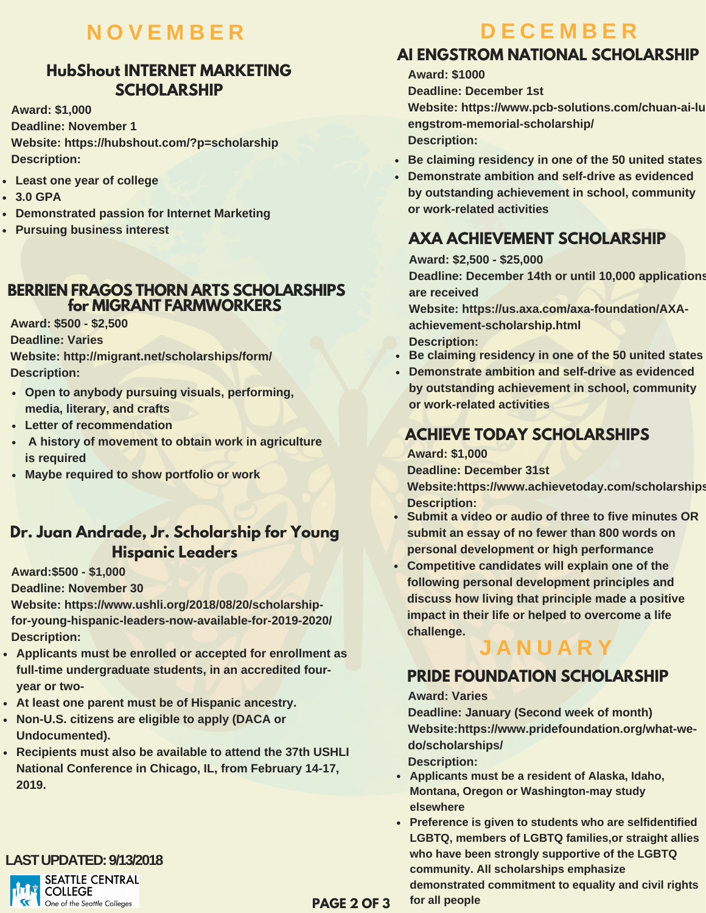# NOVEMBER

## HubShout INTERNET MARKETING SCHOLARSHIP

**Award: $1,000**
**Deadline: November 1**
**Website: https://hubshout.com/?p=scholarship**
**Description:**

- Least one year of college
- 3.0 GPA
- Demonstrated passion for Internet Marketing
- Pursuing business interest

## BERRIEN FRAGOS THORN ARTS SCHOLARSHIPS for MIGRANT FARMWORKERS

**Award: $500 - $2,500**
**Deadline: Varies**
**Website: http://migrant.net/scholarships/form/**
**Description:**

- Open to anybody pursuing visuals, performing, media, literary, and crafts
- Letter of recommendation
- A history of movement to obtain work in agriculture is required
- Maybe required to show portfolio or work

## Dr. Juan Andrade, Jr. Scholarship for Young Hispanic Leaders

**Award:$500 - $1,000**
**Deadline: November 30**
**Website: https://www.ushli.org/2018/08/20/scholarship-for-young-hispanic-leaders-now-available-for-2019-2020/**
**Description:**

- Applicants must be enrolled or accepted for enrollment as full-time undergraduate students, in an accredited four-year or two-
- At least one parent must be of Hispanic ancestry.
- Non-U.S. citizens are eligible to apply (DACA or Undocumented).
- Recipients must also be available to attend the 37th USHLI National Conference in Chicago, IL, from February 14-17, 2019.

**LAST UPDATED: 9/13/2018**

SEATTLE CENTRAL COLLEGE
*One of the Seattle Colleges*

# DECEMBER

## AI ENGSTROM NATIONAL SCHOLARSHIP

**Award: $1000**
**Deadline: December 1st**
**Website: https://www.pcb-solutions.com/chuan-ai-lu-engstrom-memorial-scholarship/**
**Description:**

- Be claiming residency in one of the 50 united states
- Demonstrate ambition and self-drive as evidenced by outstanding achievement in school, community or work-related activities

## AXA ACHIEVEMENT SCHOLARSHIP

**Award: $2,500 - $25,000**
**Deadline: December 14th or until 10,000 applications are received**
**Website: https://us.axa.com/axa-foundation/AXA-achievement-scholarship.html**
**Description:**

- Be claiming residency in one of the 50 united states
- Demonstrate ambition and self-drive as evidenced by outstanding achievement in school, community or work-related activities

## ACHIEVE TODAY SCHOLARSHIPS

**Award: $1,000**
**Deadline: December 31st**
**Website:https://www.achievetoday.com/scholarships**
**Description:**

- Submit a video or audio of three to five minutes OR submit an essay of no fewer than 800 words on personal development or high performance
- Competitive candidates will explain one of the following personal development principles and discuss how living that principle made a positive impact in their life or helped to overcome a life challenge.

# JANUARY

## PRIDE FOUNDATION SCHOLARSHIP

**Award: Varies**
**Deadline: January (Second week of month)**
**Website:https://www.pridefoundation.org/what-we-do/scholarships/**
**Description:**

- Applicants must be a resident of Alaska, Idaho, Montana, Oregon or Washington-may study elsewhere
- Preference is given to students who are selfidentified LGBTQ, members of LGBTQ families,or straight allies who have been strongly supportive of the LGBTQ community. All scholarships emphasize demonstrated commitment to equality and civil rights for all people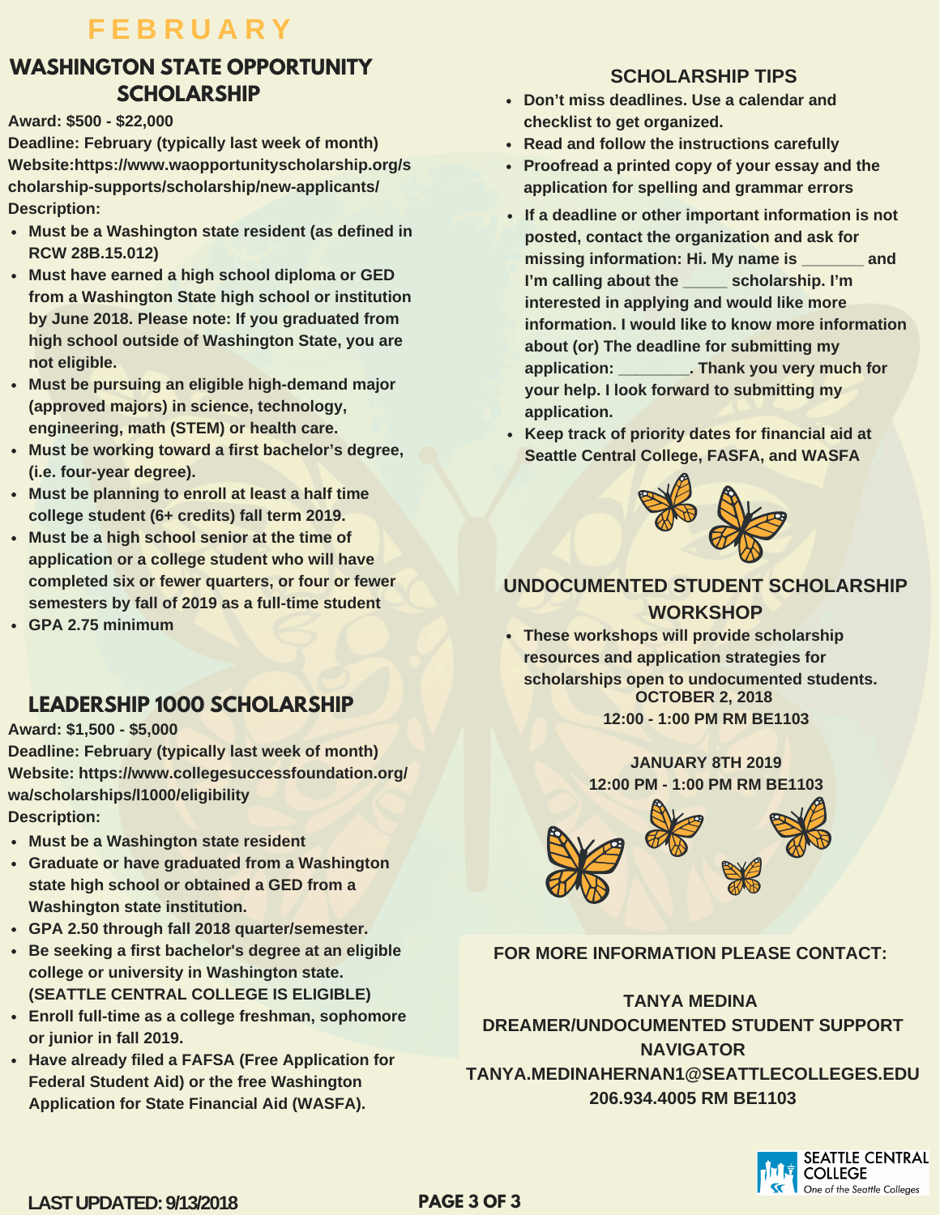# FEBRUARY

## WASHINGTON STATE OPPORTUNITY SCHOLARSHIP

**Award: $500 - $22,000**
**Deadline: February (typically last week of month)**
**Website:https://www.waopportunityscholarship.org/scholarship-supports/scholarship/new-applicants/**
**Description:**

- Must be a Washington state resident (as defined in RCW 28B.15.012)
- Must have earned a high school diploma or GED from a Washington State high school or institution by June 2018. Please note: If you graduated from high school outside of Washington State, you are not eligible.
- Must be pursuing an eligible high-demand major (approved majors) in science, technology, engineering, math (STEM) or health care.
- Must be working toward a first bachelor's degree, (i.e. four-year degree).
- Must be planning to enroll at least a half time college student (6+ credits) fall term 2019.
- Must be a high school senior at the time of application or a college student who will have completed six or fewer quarters, or four or fewer semesters by fall of 2019 as a full-time student
- GPA 2.75 minimum

## LEADERSHIP 1000 SCHOLARSHIP

**Award: $1,500 - $5,000**
**Deadline: February (typically last week of month)**
**Website: https://www.collegesuccessfoundation.org/wa/scholarships/l1000/eligibility**
**Description:**

- Must be a Washington state resident
- Graduate or have graduated from a Washington state high school or obtained a GED from a Washington state institution.
- GPA 2.50 through fall 2018 quarter/semester.
- Be seeking a first bachelor's degree at an eligible college or university in Washington state. (SEATTLE CENTRAL COLLEGE IS ELIGIBLE)
- Enroll full-time as a college freshman, sophomore or junior in fall 2019.
- Have already filed a FAFSA (Free Application for Federal Student Aid) or the free Washington Application for State Financial Aid (WASFA).

## SCHOLARSHIP TIPS

- Don't miss deadlines. Use a calendar and checklist to get organized.
- Read and follow the instructions carefully
- Proofread a printed copy of your essay and the application for spelling and grammar errors
- If a deadline or other important information is not posted, contact the organization and ask for missing information: Hi. My name is _______ and I'm calling about the _____ scholarship. I'm interested in applying and would like more information. I would like to know more information about (or) The deadline for submitting my application: ________. Thank you very much for your help. I look forward to submitting my application.
- Keep track of priority dates for financial aid at Seattle Central College, FASFA, and WASFA

## UNDOCUMENTED STUDENT SCHOLARSHIP WORKSHOP

- These workshops will provide scholarship resources and application strategies for scholarships open to undocumented students.

**OCTOBER 2, 2018**
**12:00 - 1:00 PM RM BE1103**

**JANUARY 8TH 2019**
**12:00 PM - 1:00 PM RM BE1103**

**FOR MORE INFORMATION PLEASE CONTACT:**

**TANYA MEDINA**
**DREAMER/UNDOCUMENTED STUDENT SUPPORT NAVIGATOR**
**TANYA.MEDINAHERNAN1@SEATTLECOLLEGES.EDU**
**206.934.4005 RM BE1103**

SEATTLE CENTRAL COLLEGE
*One of the Seattle Colleges*

**LAST UPDATED: 9/13/2018**